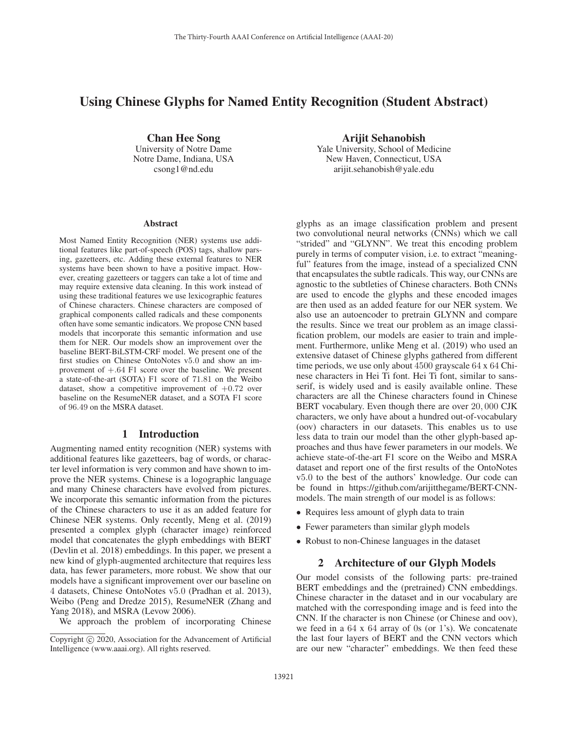# Using Chinese Glyphs for Named Entity Recognition (Student Abstract)

**Chan Hee Song**
University of Notre Dame
Notre Dame, Indiana, USA
csong1@nd.edu

**Arijit Sehanobish**
Yale University, School of Medicine
New Haven, Connecticut, USA
arijit.sehanobish@yale.edu

## Abstract

Most Named Entity Recognition (NER) systems use additional features like part-of-speech (POS) tags, shallow parsing, gazetteers, etc. Adding these external features to NER systems have been shown to have a positive impact. However, creating gazetteers or taggers can take a lot of time and may require extensive data cleaning. In this work instead of using these traditional features we use lexicographic features of Chinese characters. Chinese characters are composed of graphical components called radicals and these components often have some semantic indicators. We propose CNN based models that incorporate this semantic information and use them for NER. Our models show an improvement over the baseline BERT-BiLSTM-CRF model. We present one of the first studies on Chinese OntoNotes v5.0 and show an improvement of $+.64$ F1 score over the baseline. We present a state-of-the-art (SOTA) F1 score of 71.81 on the Weibo dataset, show a competitive improvement of $+0.72$ over baseline on the ResumeNER dataset, and a SOTA F1 score of 96.49 on the MSRA dataset.

## 1 Introduction

Augmenting named entity recognition (NER) systems with additional features like gazetteers, bag of words, or character level information is very common and have shown to improve the NER systems. Chinese is a logographic language and many Chinese characters have evolved from pictures. We incorporate this semantic information from the pictures of the Chinese characters to use it as an added feature for Chinese NER systems. Only recently, Meng et al. (2019) presented a complex glyph (character image) reinforced model that concatenates the glyph embeddings with BERT (Devlin et al. 2018) embeddings. In this paper, we present a new kind of glyph-augmented architecture that requires less data, has fewer parameters, more robust. We show that our models have a significant improvement over our baseline on 4 datasets, Chinese OntoNotes v5.0 (Pradhan et al. 2013), Weibo (Peng and Dredze 2015), ResumeNER (Zhang and Yang 2018), and MSRA (Levow 2006).

We approach the problem of incorporating Chinese glyphs as an image classification problem and present two convolutional neural networks (CNNs) which we call "strided" and "GLYNN". We treat this encoding problem purely in terms of computer vision, i.e. to extract "meaningful" features from the image, instead of a specialized CNN that encapsulates the subtle radicals. This way, our CNNs are agnostic to the subtleties of Chinese characters. Both CNNs are used to encode the glyphs and these encoded images are then used as an added feature for our NER system. We also use an autoencoder to pretrain GLYNN and compare the results. Since we treat our problem as an image classification problem, our models are easier to train and implement. Furthermore, unlike Meng et al. (2019) who used an extensive dataset of Chinese glyphs gathered from different time periods, we use only about 4500 grayscale 64 x 64 Chinese characters in Hei Ti font. Hei Ti font, similar to sans-serif, is widely used and is easily available online. These characters are all the Chinese characters found in Chinese BERT vocabulary. Even though there are over 20,000 CJK characters, we only have about a hundred out-of-vocabulary (oov) characters in our datasets. This enables us to use less data to train our model than the other glyph-based approaches and thus have fewer parameters in our models. We achieve state-of-the-art F1 score on the Weibo and MSRA dataset and report one of the first results of the OntoNotes v5.0 to the best of the authors' knowledge. Our code can be found in https://github.com/arijitthegame/BERT-CNN-models. The main strength of our model is as follows:

- Requires less amount of glyph data to train
- Fewer parameters than similar glyph models
- Robust to non-Chinese languages in the dataset

## 2 Architecture of our Glyph Models

Our model consists of the following parts: pre-trained BERT embeddings and the (pretrained) CNN embeddings. Chinese character in the dataset and in our vocabulary are matched with the corresponding image and is feed into the CNN. If the character is non Chinese (or Chinese and oov), we feed in a 64 x 64 array of 0s (or 1's). We concatenate the last four layers of BERT and the CNN vectors which are our new "character" embeddings. We then feed these

Copyright © 2020, Association for the Advancement of Artificial Intelligence (www.aaai.org). All rights reserved.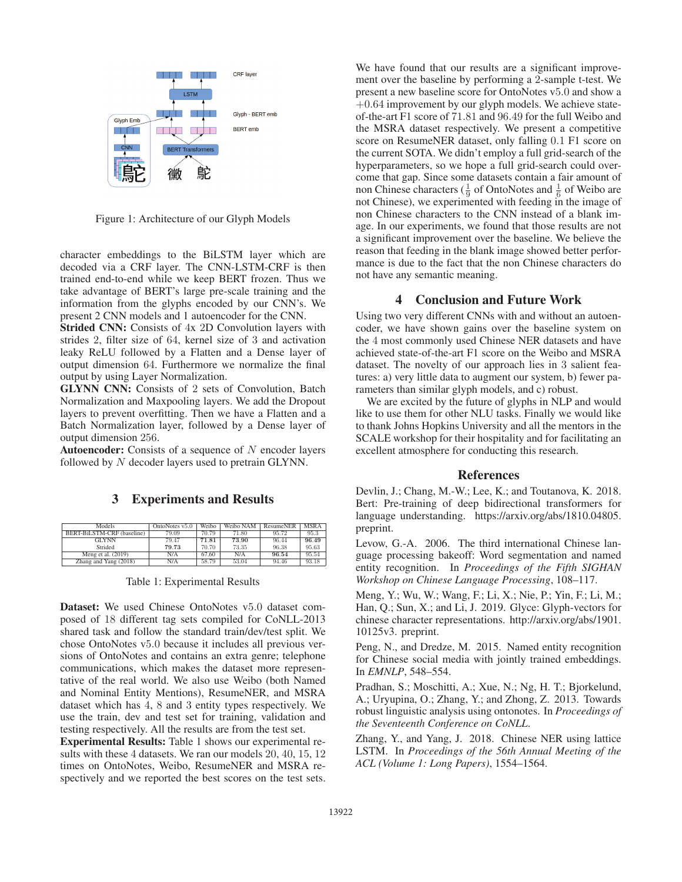CRF layer

LSTM

Glyph - BERT emb

BERT emb

Glyph Emb

CNN

BERT Transformers

駝

徽 駝

Figure 1: Architecture of our Glyph Models

character embeddings to the BiLSTM layer which are decoded via a CRF layer. The CNN-LSTM-CRF is then trained end-to-end while we keep BERT frozen. Thus we take advantage of BERT's large pre-scale training and the information from the glyphs encoded by our CNN's. We present 2 CNN models and 1 autoencoder for the CNN.

**Strided CNN:** Consists of 4x 2D Convolution layers with strides 2, filter size of 64, kernel size of 3 and activation leaky ReLU followed by a Flatten and a Dense layer of output dimension 64. Furthermore we normalize the final output by using Layer Normalization.

**GLYNN CNN:** Consists of 2 sets of Convolution, Batch Normalization and Maxpooling layers. We add the Dropout layers to prevent overfitting. Then we have a Flatten and a Batch Normalization layer, followed by a Dense layer of output dimension 256.

**Autoencoder:** Consists of a sequence of $N$ encoder layers followed by $N$ decoder layers used to pretrain GLYNN.

## 3 Experiments and Results

| Models | OntoNotes v5.0 | Weibo | Weibo NAM | ResumeNER | MSRA |
|---|---|---|---|---|---|
| BERT-BiLSTM-CRF (baseline) | 79.09 | 70.79 | 71.80 | 95.72 | 95.3 |
| GLYNN | 79.47 | **71.81** | **73.90** | 96.44 | **96.49** |
| Strided | **79.73** | 70.70 | 73.35 | 96.38 | 95.63 |
| Meng et al. (2019) | N/A | 67.60 | N/A | **96.54** | 95.54 |
| Zhang and Yang (2018) | N/A | 58.79 | 53.04 | 94.46 | 93.18 |

Table 1: Experimental Results

**Dataset:** We used Chinese OntoNotes v5.0 dataset composed of 18 different tag sets compiled for CoNLL-2013 shared task and follow the standard train/dev/test split. We chose OntoNotes v5.0 because it includes all previous versions of OntoNotes and contains an extra genre; telephone communications, which makes the dataset more representative of the real world. We also use Weibo (both Named and Nominal Entity Mentions), ResumeNER, and MSRA dataset which has 4, 8 and 3 entity types respectively. We use the train, dev and test set for training, validation and testing respectively. All the results are from the test set.

**Experimental Results:** Table 1 shows our experimental results with these 4 datasets. We ran our models 20, 40, 15, 12 times on OntoNotes, Weibo, ResumeNER and MSRA respectively and we reported the best scores on the test sets. We have found that our results are a significant improvement over the baseline by performing a 2-sample t-test. We present a new baseline score for OntoNotes v5.0 and show a $+0.64$ improvement by our glyph models. We achieve state-of-the-art F1 score of 71.81 and 96.49 for the full Weibo and the MSRA dataset respectively. We present a competitive score on ResumeNER dataset, only falling 0.1 F1 score on the current SOTA. We didn't employ a full grid-search of the hyperparameters, so we hope a full grid-search could overcome that gap. Since some datasets contain a fair amount of non Chinese characters ($\frac{1}{9}$ of OntoNotes and $\frac{1}{6}$ of Weibo are not Chinese), we experimented with feeding in the image of non Chinese characters to the CNN instead of a blank image. In our experiments, we found that those results are not a significant improvement over the baseline. We believe the reason that feeding in the blank image showed better performance is due to the fact that the non Chinese characters do not have any semantic meaning.

## 4 Conclusion and Future Work

Using two very different CNNs with and without an autoencoder, we have shown gains over the baseline system on the 4 most commonly used Chinese NER datasets and have achieved state-of-the-art F1 score on the Weibo and MSRA dataset. The novelty of our approach lies in 3 salient features: a) very little data to augment our system, b) fewer parameters than similar glyph models, and c) robust.

We are excited by the future of glyphs in NLP and would like to use them for other NLU tasks. Finally we would like to thank Johns Hopkins University and all the mentors in the SCALE workshop for their hospitality and for facilitating an excellent atmosphere for conducting this research.

## References

Devlin, J.; Chang, M.-W.; Lee, K.; and Toutanova, K. 2018. Bert: Pre-training of deep bidirectional transformers for language understanding. https://arxiv.org/abs/1810.04805. preprint.

Levow, G.-A. 2006. The third international Chinese language processing bakeoff: Word segmentation and named entity recognition. In *Proceedings of the Fifth SIGHAN Workshop on Chinese Language Processing*, 108–117.

Meng, Y.; Wu, W.; Wang, F.; Li, X.; Nie, P.; Yin, F.; Li, M.; Han, Q.; Sun, X.; and Li, J. 2019. Glyce: Glyph-vectors for chinese character representations. http://arxiv.org/abs/1901.10125v3. preprint.

Peng, N., and Dredze, M. 2015. Named entity recognition for Chinese social media with jointly trained embeddings. In *EMNLP*, 548–554.

Pradhan, S.; Moschitti, A.; Xue, N.; Ng, H. T.; Bjorkelund, A.; Uryupina, O.; Zhang, Y.; and Zhong, Z. 2013. Towards robust linguistic analysis using ontonotes. In *Proceedings of the Seventeenth Conference on CoNLL*.

Zhang, Y., and Yang, J. 2018. Chinese NER using lattice LSTM. In *Proceedings of the 56th Annual Meeting of the ACL (Volume 1: Long Papers)*, 1554–1564.